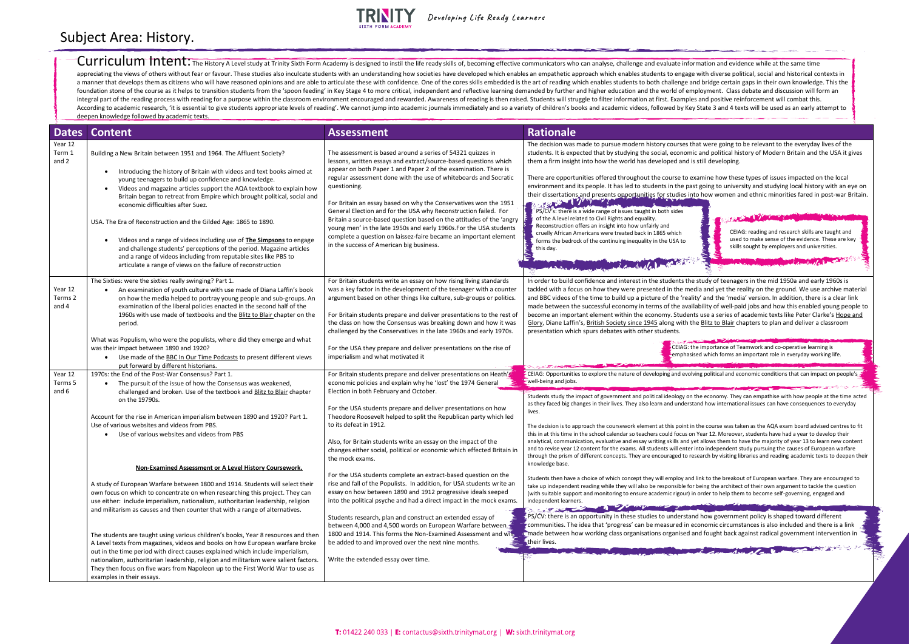# Subject Area: History.

Developing Life Ready Learners

**Curriculum Intent:** The History A Level study at Trinity Sixth Form Academy is designed to instil the life ready skills of, becoming effective communicators who can analyse, challenge and evaluate information and evidence while at the same time appreciating the views of others without fear or favour. These studies also inculcate students with an understanding how societies have developed which enables an empathetic approach which enables students to engage with diverse political, social and historical contexts in a manner that develops them as citizens who will have reasoned opinions and are able to articulate these with confidence. One of the cores skills embedded is the art of reading which enables students to both challenge and bridge certain gaps in their own knowledge. This the foundation stone of the course as it helps to transition students from the 'spoon feeding' in Key Stage 4 to more critical, independent and reflective learning demanded by further and higher education and the world of employment. Class debate and discussion will form an integral part of the reading process with reading for a purpose within the classroom environment encouraged and rewarded. Awareness of reading is then raised. Students will struggle to filter information at first. Examples and positive reinforcement will combat this. According to academic research, 'it is essential to give students appropriate levels of reading'. We cannot jump into academic journals immediately and so a variety of children's books and academic videos, followed by Key State 3 and 4 texts will be used as an early attempt to deepen knowledge followed by academic texts.

| Dates | Content | Assessment | Rationale |
|---|---|---|---|
| Year 12 Term 1 and 2 | Building a New Britain between 1951 and 1964. The Affluent Society?<br>• Introducing the history of Britain with videos and text books aimed at young teenagers to build up confidence and knowledge.<br>• Videos and magazine articles support the AQA textbook to explain how Britain began to retreat from Empire which brought political, social and economic difficulties after Suez.<br><br>USA. The Era of Reconstruction and the Gilded Age: 1865 to 1890.<br>• Videos and a range of videos including use of **The Simpsons** to engage and challenge students' perceptions of the period. Magazine articles and a range of videos including from reputable sites like PBS to articulate a range of views on the failure of reconstruction | The assessment is based around a series of 54321 quizzes in lessons, written essays and extract/source-based questions which appear on both Paper 1 and Paper 2 of the examination. There is regular assessment done with the use of whiteboards and Socratic questioning.<br><br>For Britain an essay based on why the Conservatives won the 1951 General Election and for the USA why Reconstruction failed. For Britain a source-based question based on the attitudes of the 'angry young men' in the late 1950s and early 1960s.For the USA students complete a question on laissez-faire became an important element in the success of American big business. | The decision was made to pursue modern history courses that were going to be relevant to the everyday lives of the students. It is expected that by studying the social, economic and political history of Modern Britain and the USA it gives them a firm insight into how the world has developed and is still developing.<br><br>There are opportunities offered throughout the course to examine how these types of issues impacted on the local environment and its people. It has led to students in the past going to university and studying local history with an eye on their dissertations and presents opportunities for studies into how women and ethnic minorities fared in post-war Britain.<br><br>PS/CV's: there is a wide range of issues taught in both sides of the A level related to Civil Rights and equality. Reconstruction offers an insight into how unfairly and cruelly African Americans were treated back in 1865 which forms the bedrock of the continuing inequality in the USA to this day.<br><br>CEIAG: reading and research skills are taught and used to make sense of the evidence. These are key skills sought by employers and universities. |
| Year 12 Terms 2 and 4 | The Sixties: were the sixties really swinging? Part 1.<br>• An examination of youth culture with use made of Diana Laffin's book on how the media helped to portray young people and sub-groups. An examination of the liberal policies enacted in the second half of the 1960s with use made of textbooks and the Blitz to Blair chapter on the period.<br><br>What was Populism, who were the populists, where did they emerge and what was their impact between 1890 and 1920?<br>• Use made of the BBC In Our Time Podcasts to present different views put forward by different historians. | For Britain students write an essay on how rising living standards was a key factor in the development of the teenager with a counter argument based on other things like culture, sub-groups or politics.<br><br>For Britain students prepare and deliver presentations to the rest of the class on how the Consensus was breaking down and how it was challenged by the Conservatives in the late 1960s and early 1970s.<br><br>For the USA they prepare and deliver presentations on the rise of imperialism and what motivated it | In order to build confidence and interest in the students the study of teenagers in the mid 1950a and early 1960s is tackled with a focus on how they were presented in the media and yet the reality on the ground. We use archive material and BBC videos of the time to build up a picture of the 'reality' and the 'media' version. In addition, there is a clear link made between the successful economy in terms of the availability of well-paid jobs and how this enabled young people to become an important element within the economy. Students use a series of academic texts like Peter Clarke's Hope and Glory, Diane Laffin's, British Society since 1945 along with the Blitz to Blair chapters to plan and deliver a classroom presentation which spurs debates with other students.<br><br>CEIAG: the importance of Teamwork and co-operative learning is emphasised which forms an important role in everyday working life. |
| Year 12 Terms 5 and 6 | 1970s: the End of the Post-War Consensus? Part 1.<br>• The pursuit of the issue of how the Consensus was weakened, challenged and broken. Use of the textbook and Blitz to Blair chapter on the 19790s.<br><br>Account for the rise in American imperialism between 1890 and 1920? Part 1. Use of various websites and videos from PBS.<br>• Use of various websites and videos from PBS<br><br>**Non-Examined Assessment or A Level History Coursework.**<br><br>A study of European Warfare between 1800 and 1914. Students will select their own focus on which to concentrate on when researching this project. They can use either: include imperialism, nationalism, authoritarian leadership, religion and militarism as causes and then counter that with a range of alternatives.<br><br>The students are taught using various children's books, Year 8 resources and then A Level texts from magazines, videos and books on how European warfare broke out in the time period with direct causes explained which include imperialism, nationalism, authoritarian leadership, religion and militarism were salient factors. They then focus on five wars from Napoleon up to the First World War to use as examples in their essays. | For Britain students prepare and deliver presentations on Heath's economic policies and explain why he 'lost' the 1974 General Election in both February and October.<br><br>For the USA students prepare and deliver presentations on how Theodore Roosevelt helped to split the Republican party which led to its defeat in 1912.<br><br>Also, for Britain students write an essay on the impact of the changes either social, political or economic which effected Britain in the mock exams.<br><br>For the USA students complete an extract-based question on the rise and fall of the Populists. In addition, for USA students write an essay on how between 1890 and 1912 progressive ideals seeped into the political psyche and had a direct impact in the mock exams.<br><br>Students research, plan and construct an extended essay of between 4,000 and 4,500 words on European Warfare between 1800 and 1914. This forms the Non-Examined Assessment and will be added to and improved over the next nine months.<br><br>Write the extended essay over time. | CEIAG: Opportunities to explore the nature of developing and evolving political and economic conditions that can impact on people's well-being and jobs.<br><br>Students study the impact of government and political ideology on the economy. They can empathise with how people at the time acted as they faced big changes in their lives. They also learn and understand how international issues can have consequences to everyday lives.<br><br>The decision is to approach the coursework element at this point in the course was taken as the AQA exam board advised centres to fit this in at this time in the school calendar so teachers could focus on Year 12. Moreover, students have had a year to develop their analytical, communication, evaluative and essay writing skills and yet allows them to have the majority of year 13 to learn new content and to revise year 12 content for the exams. All students will enter into independent study pursuing the causes of European warfare through the prism of different concepts. They are encouraged to research by visiting libraries and reading academic texts to deepen their knowledge base.<br><br>Students then have a choice of which concept they will employ and link to the breakout of European warfare. They are encouraged to take up independent reading while they will also be responsible for being the architect of their own argument to tackle the question (with suitable support and monitoring to ensure academic rigour) in order to help them to become self-governing, engaged and independent learners.<br><br>PS/CV: there is an opportunity in these studies to understand how government policy is shaped toward different communities. The idea that 'progress' can be measured in economic circumstances is also included and there is a link made between how working class organisations organised and fought back against radical government intervention in their lives. |

T: 01422 240 033 | E: contactus@sixth.trinitymat.org | W: sixth.trinitymat.org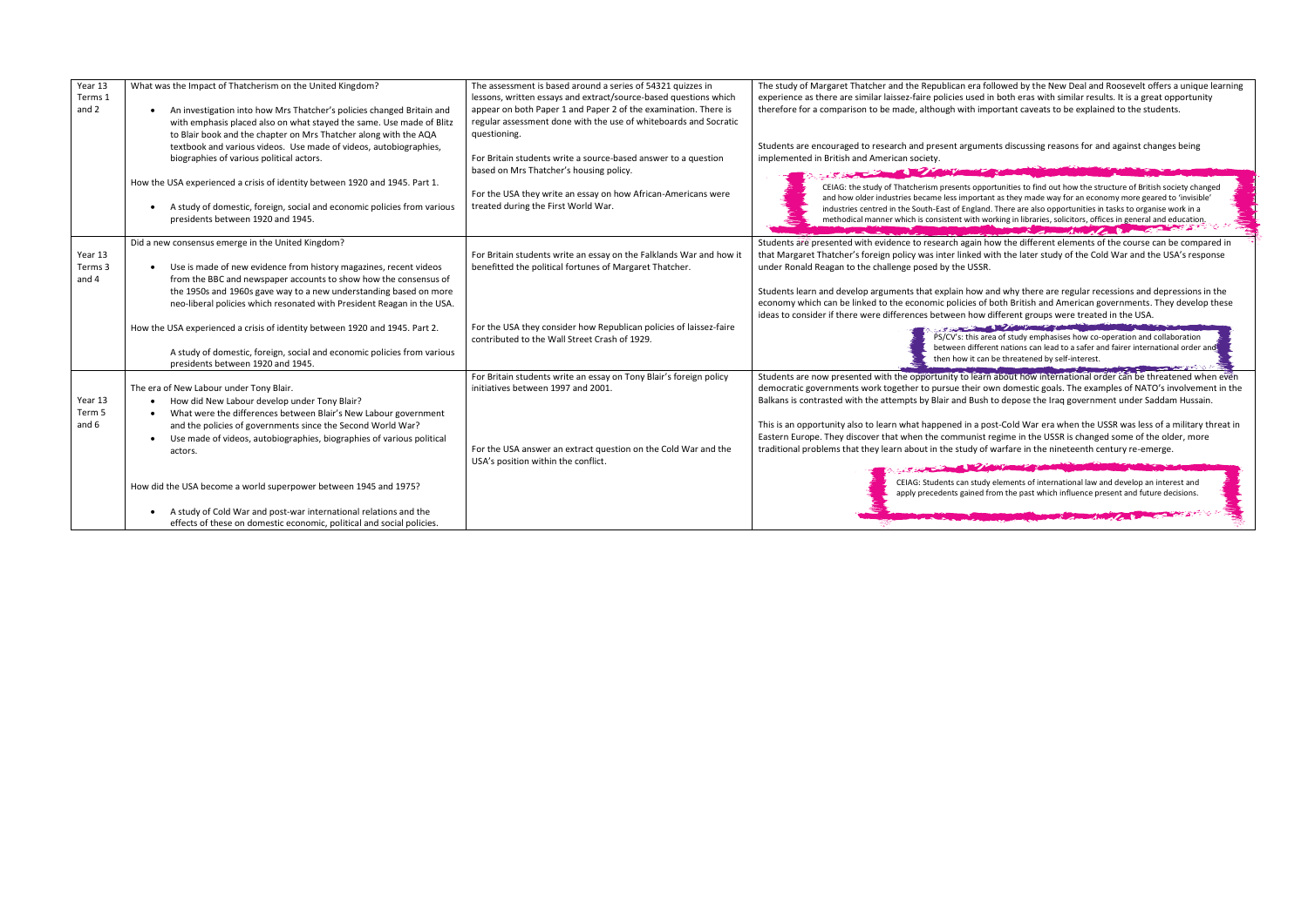| | | | |
|---|---|---|---|
| Year 13 Terms 1 and 2 | What was the Impact of Thatcherism on the United Kingdom?<br><br>• An investigation into how Mrs Thatcher's policies changed Britain and with emphasis placed also on what stayed the same. Use made of Blitz to Blair book and the chapter on Mrs Thatcher along with the AQA textbook and various videos. Use made of videos, autobiographies, biographies of various political actors.<br><br>How the USA experienced a crisis of identity between 1920 and 1945. Part 1.<br><br>• A study of domestic, foreign, social and economic policies from various presidents between 1920 and 1945. | The assessment is based around a series of 54321 quizzes in lessons, written essays and extract/source-based questions which appear on both Paper 1 and Paper 2 of the examination. There is regular assessment done with the use of whiteboards and Socratic questioning.<br><br>For Britain students write a source-based answer to a question based on Mrs Thatcher's housing policy.<br><br>For the USA they write an essay on how African-Americans were treated during the First World War. | The study of Margaret Thatcher and the Republican era followed by the New Deal and Roosevelt offers a unique learning experience as there are similar laissez-faire policies used in both eras with similar results. It is a great opportunity therefore for a comparison to be made, although with important caveats to be explained to the students.<br><br>Students are encouraged to research and present arguments discussing reasons for and against changes being implemented in British and American society.<br><br>CEIAG: the study of Thatcherism presents opportunities to find out how the structure of British society changed and how older industries became less important as they made way for an economy more geared to 'invisible' industries centred in the South-East of England. There are also opportunities in tasks to organise work in a methodical manner which is consistent with working in libraries, solicitors, offices in general and education. |
| Year 13 Terms 3 and 4 | Did a new consensus emerge in the United Kingdom?<br><br>• Use is made of new evidence from history magazines, recent videos from the BBC and newspaper accounts to show how the consensus of the 1950s and 1960s gave way to a new understanding based on more neo-liberal policies which resonated with President Reagan in the USA.<br><br>How the USA experienced a crisis of identity between 1920 and 1945. Part 2.<br><br>A study of domestic, foreign, social and economic policies from various presidents between 1920 and 1945. | For Britain students write an essay on the Falklands War and how it benefitted the political fortunes of Margaret Thatcher.<br><br>For the USA they consider how Republican policies of laissez-faire contributed to the Wall Street Crash of 1929. | Students are presented with evidence to research again how the different elements of the course can be compared in that Margaret Thatcher's foreign policy was inter linked with the later study of the Cold War and the USA's response under Ronald Reagan to the challenge posed by the USSR.<br><br>Students learn and develop arguments that explain how and why there are regular recessions and depressions in the economy which can be linked to the economic policies of both British and American governments. They develop these ideas to consider if there were differences between how different groups were treated in the USA.<br><br>PS/CV's: this area of study emphasises how co-operation and collaboration between different nations can lead to a safer and fairer international order and then how it can be threatened by self-interest. |
| Year 13 Term 5 and 6 | The era of New Labour under Tony Blair.<br>• How did New Labour develop under Tony Blair?<br>• What were the differences between Blair's New Labour government and the policies of governments since the Second World War?<br>• Use made of videos, autobiographies, biographies of various political actors.<br><br>How did the USA become a world superpower between 1945 and 1975?<br><br>• A study of Cold War and post-war international relations and the effects of these on domestic economic, political and social policies. | For Britain students write an essay on Tony Blair's foreign policy initiatives between 1997 and 2001.<br><br>For the USA answer an extract question on the Cold War and the USA's position within the conflict. | Students are now presented with the opportunity to learn about how international order can be threatened when even democratic governments work together to pursue their own domestic goals. The examples of NATO's involvement in the Balkans is contrasted with the attempts by Blair and Bush to depose the Iraq government under Saddam Hussein.<br><br>This is an opportunity also to learn what happened in a post-Cold War era when the USSR was less of a military threat in Eastern Europe. They discover that when the communist regime in the USSR is changed some of the older, more traditional problems that they learn about in the study of warfare in the nineteenth century re-emerge.<br><br>CEIAG: Students can study elements of international law and develop an interest and apply precedents gained from the past which influence present and future decisions. |